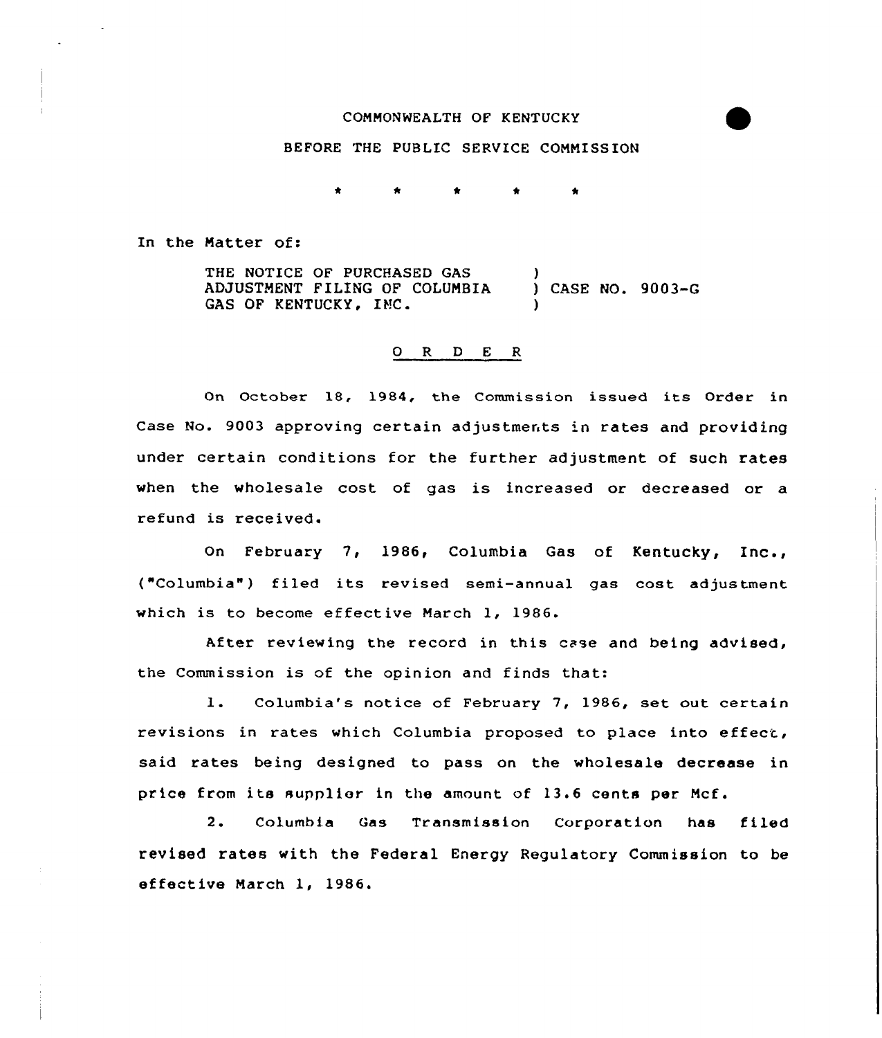COMMONWEALTH OF KENTUCKY

BEFORE THE PUBLIC SERVICE COMMISSION

\* \* \* \* \*

In the Matter of:

THE NOTICE OF PURCHASED GAS ADJUSTMENT FILING OF COLUMBIA GAS OF KENTUCKY, INC. ) CASE NO. 9003-G

O R D E R

On October 18, 1984, the Commission issued its Order in Case No. 9003 approving certain adjustments in rates and providing under certain conditions for the further adjustment of such rates when the wholesale cost of gas is increased or decreased or a refund is received.

On February 7, 1986, Columbia Gas of Kentucky, Inc., ("Columbia") filed its revised semi-annual gas cost adjustment which is to become effective March 1, 1986.

After reviewing the record in this case and being advised, the Commission is of the opinion and finds that:

1. Columbia's notice of February 7, 1986, set out certain revisions in rates which Columbia proposed to place into effect, said rates being designed to pass on the wholesale decrease in price from its supplier in the amount of 13.6 cents per Mcf.

2. Columbia Gas Transmission Corporation has filed revised rates with the Federal Energy Regulatory Commission to be effective March 1, 1986.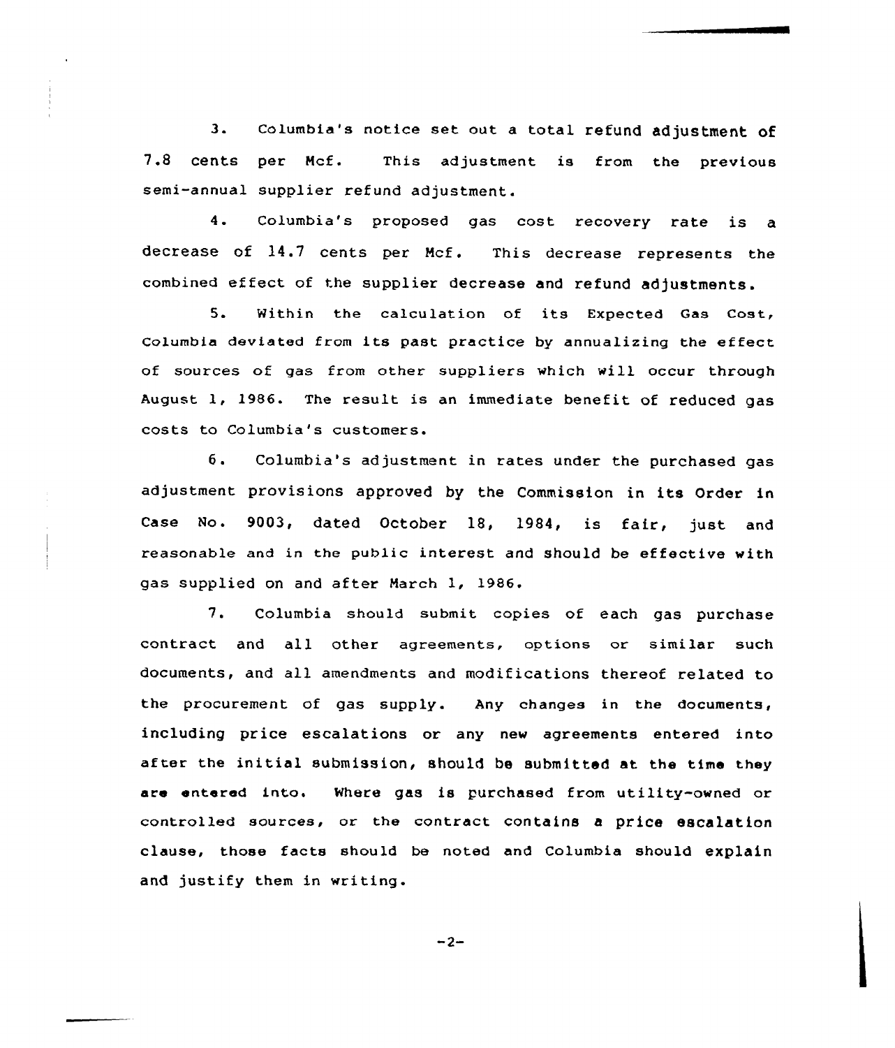3. Columbia's notice set out a total refund adjustment of 7.8 cents per Mcf. This adjustment is from the previous semi-annual supplier refund adjustment.

4. Columbia's proposed gas cost recovery rate is a decrease of 14.7 cents per Mcf. This decrease represents the combined effect of the supplier decrease and refund adjustments.

5. Within the calculation of its Expected Gas Cost, Columbia deviated from its past practice by annualizing the effect of sources of gas from other suppliers which will occur through August 1, 1986. The result is an immediate benefit of reduced gas costs to Columbia's customers.

6. Columbia's adjustment in rates under the purchased gas adjustment provisions approved by the Commission in its Order in Case No. 9003, dated October 18, 1984, is fair, just and reasonable and in the public interest and should be effective with gas supplied on and after March 1, 1986.

7. Columbia should submit copies of each gas purchase contract and all other agreements, options or similar such documents, and all amendments and modifications thereof related to the procurement of gas supply. Any changes in the documents, including price escalations or any new agreements entered into after the initial submission, should be submitted at the time they are entered into. Where gas is purchased from utility-owned or controlled sources, or the contract contains a price escalation clause, those facts should be noted and Columbia should explain and justify them in writing.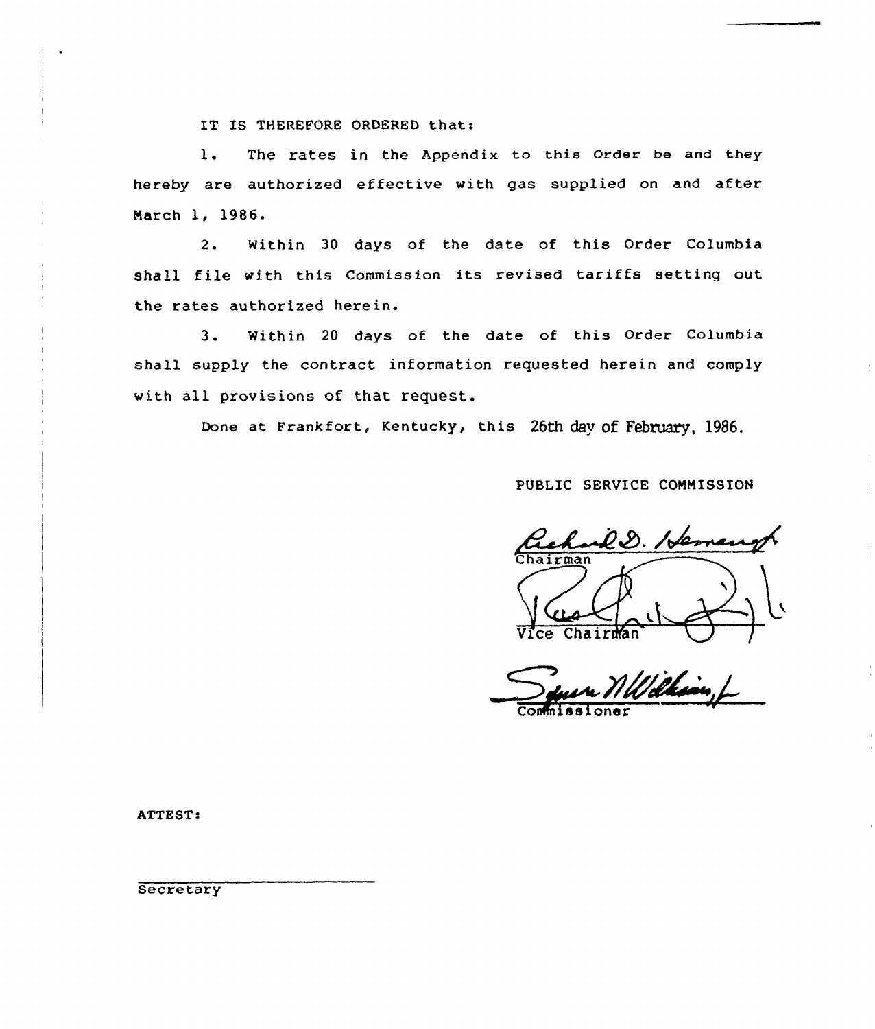IT IS THEREFORE ORDERED that:

1. The rates in the Appendix to this Order be and they hereby are authorized effective with gas supplied on and after March 1, 1986.

2. Within 30 days of the date of this Order Columbia shall file with this Commission its revised tariffs setting out the rates authorized herein.

3. Within 20 days of the date of this Order Columbia shall supply the contract information requested herein and comply with all provisions of that request.

Done at Frankfort, Kentucky, this 26th day of February, 1986.

PUBLIC SERVICE COMMISSION

Chairman

Vice Chairman

Commissioner

ATTEST:

Secretary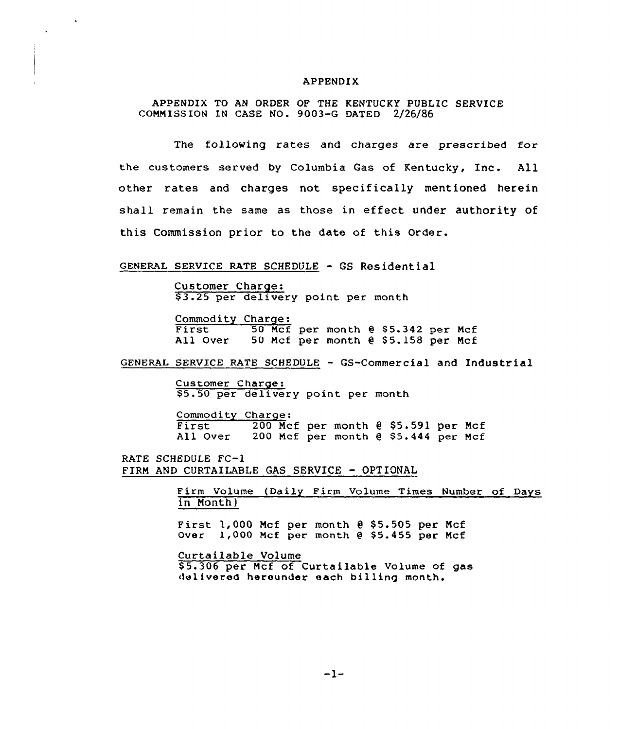# APPENDIX

APPENDIX TO AN ORDER OF THE KENTUCKY PUBLIC SERVICE COMMISSION IN CASE NO. 9003-G DATED 2/26/86

The following rates and charges are prescribed for the customers served by Columbia Gas of Kentucky, Inc. All other rates and charges not specifically mentioned herein shall remain the same as those in effect under authority of this Commission prior to the date of this Order.

GENERAL SERVICE RATE SCHEDULE - GS Residential

Customer Charge:
$3.25 per delivery point per month

Commodity Charge:

| | |
|---|---|
| First | 50 Mcf per month @ $5.342 per Mcf |
| All Over | 50 Mcf per month @ $5.158 per Mcf |

GENERAL SERVICE RATE SCHEDULE - GS-Commercial and Industrial

Customer Charge:
$5.50 per delivery point per month

Commodity Charge:

| | |
|---|---|
| First | 200 Mcf per month @ $5.591 per Mcf |
| All Over | 200 Mcf per month @ $5.444 per Mcf |

RATE SCHEDULE FC-1
FIRM AND CURTAILABLE GAS SERVICE - OPTIONAL

Firm Volume (Daily Firm Volume Times Number of Days in Month)

First 1,000 Mcf per month @ $5.505 per Mcf
Over 1,000 Mcf per month @ $5.455 per Mcf

Curtailable Volume
$5.306 per Mcf of Curtailable Volume of gas delivered hereunder each billing month.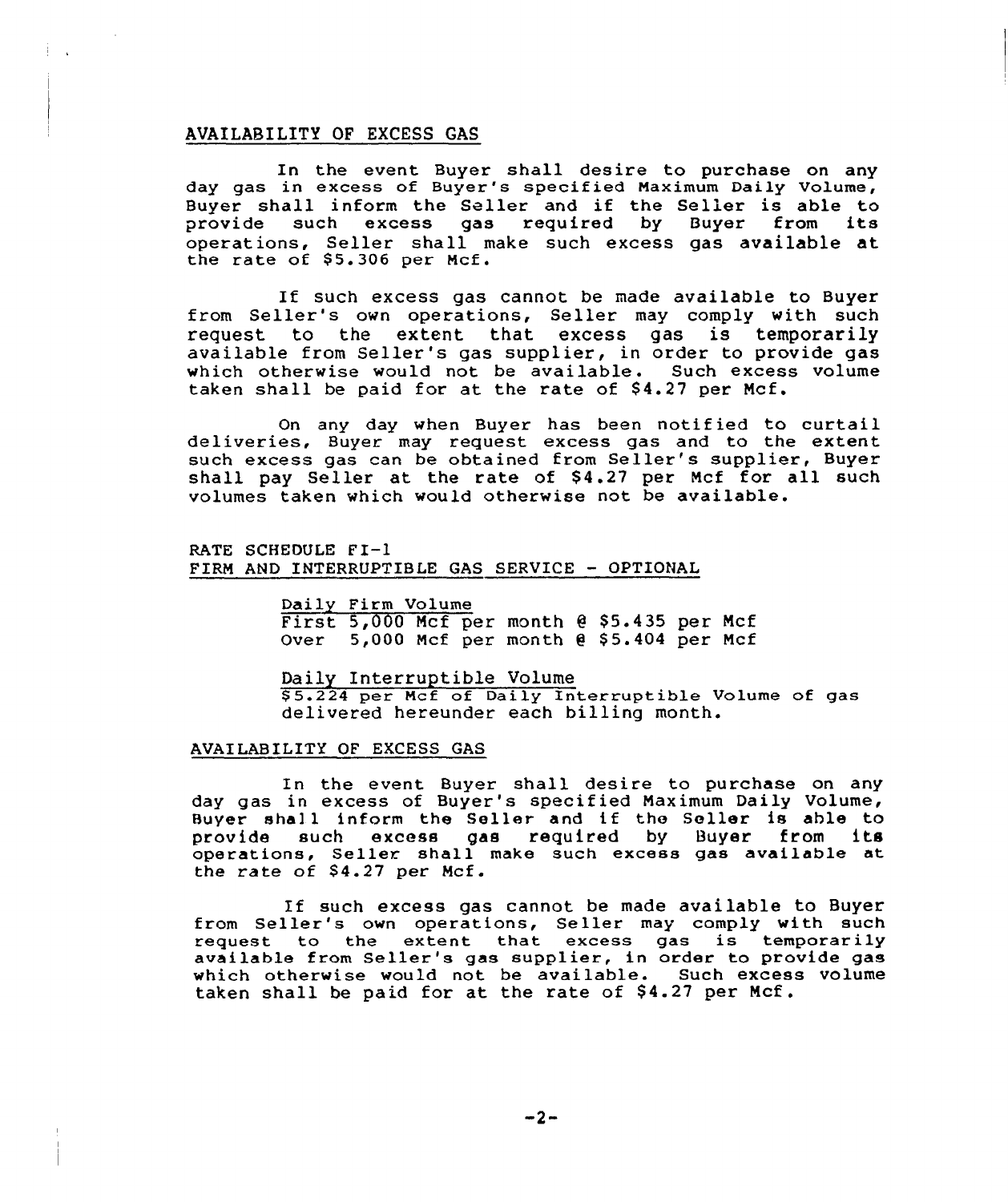AVAILABILITY OF EXCESS GAS

In the event Buyer shall desire to purchase on any day gas in excess of Buyer's specified Maximum Daily Volume, Buyer shall inform the Seller and if the Seller is able to provide such excess gas required by Buyer from its operations, Seller shall make such excess gas available at the rate of $5.306 per Mcf.

If such excess gas cannot be made available to Buyer from Seller's own operations, Seller may comply with such request to the extent that excess gas is temporarily available from Seller's gas supplier, in order to provide gas which otherwise would not be available. Such excess volume taken shall be paid for at the rate of $4.27 per Mcf.

On any day when Buyer has been notified to curtail deliveries, Buyer may request excess gas and to the extent such excess gas can be obtained from Seller's supplier, Buyer shall pay Seller at the rate of $4.27 per Mcf for all such volumes taken which would otherwise not be available.

RATE SCHEDULE FI-1
FIRM AND INTERRUPTIBLE GAS SERVICE - OPTIONAL

Daily Firm Volume
First 5,000 Mcf per month @ $5.435 per Mcf
Over 5,000 Mcf per month @ $5.404 per Mcf

Daily Interruptible Volume
$5.224 per Mcf of Daily Interruptible Volume of gas delivered hereunder each billing month.

AVAILABILITY OF EXCESS GAS

In the event Buyer shall desire to purchase on any day gas in excess of Buyer's specified Maximum Daily Volume, Buyer shall inform the Seller and if the Seller is able to provide such excess gas required by Buyer from its operations, Seller shall make such excess gas available at the rate of $4.27 per Mcf.

If such excess gas cannot be made available to Buyer from Seller's own operations, Seller may comply with such request to the extent that excess gas is temporarily available from Seller's gas supplier, in order to provide gas which otherwise would not be available. Such excess volume taken shall be paid for at the rate of $4.27 per Mcf.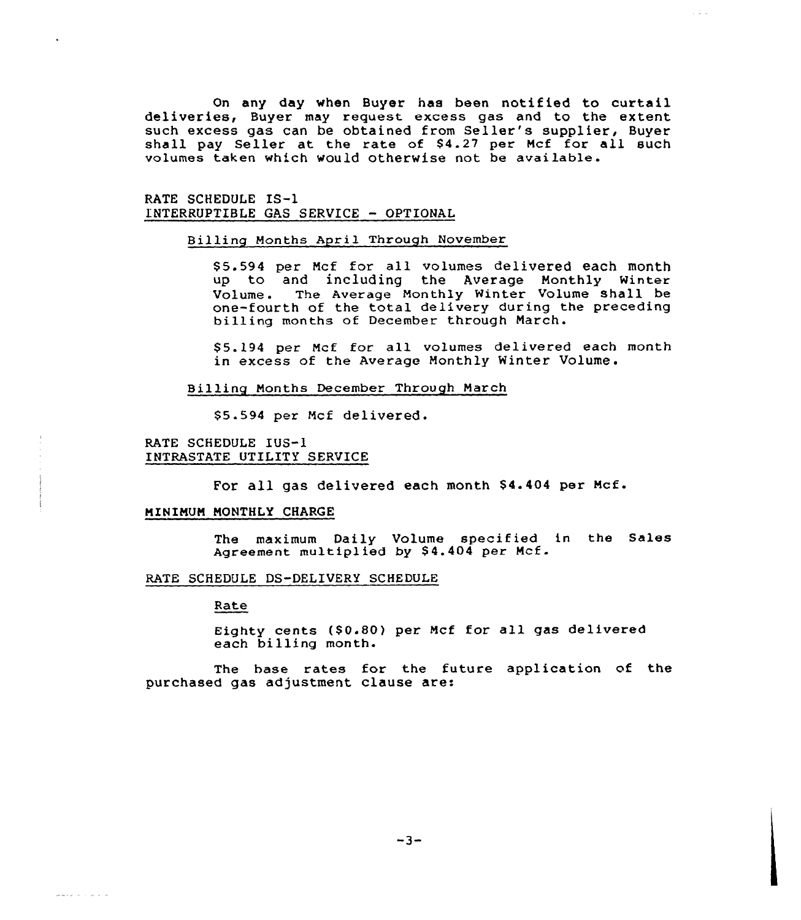On any day when Buyer has been notified to curtail deliveries, Buyer may request excess gas and to the extent such excess gas can be obtained from Seller's supplier, Buyer shall pay Seller at the rate of $4.27 per Mcf for all such volumes taken which would otherwise not be available.

RATE SCHEDULE IS-1
INTERRUPTIBLE GAS SERVICE - OPTIONAL

Billing Months April Through November

$5.594 per Mcf for all volumes delivered each month up to and including the Average Monthly Winter Volume. The Average Monthly Winter Volume shall be one-fourth of the total delivery during the preceding billing months of December through March.

$5.194 per Mcf for all volumes delivered each month in excess of the Average Monthly Winter Volume.

Billing Months December Through March

$5.594 per Mcf delivered.

RATE SCHEDULE IUS-1
INTRASTATE UTILITY SERVICE

For all gas delivered each month $4.404 per Mcf.

MINIMUM MONTHLY CHARGE

The maximum Daily Volume specified in the Sales Agreement multiplied by $4.404 per Mcf.

RATE SCHEDULE DS-DELIVERY SCHEDULE

Rate

Eighty cents ($0.80) per Mcf for all gas delivered each billing month.

The base rates for the future application of the purchased gas adjustment clause are: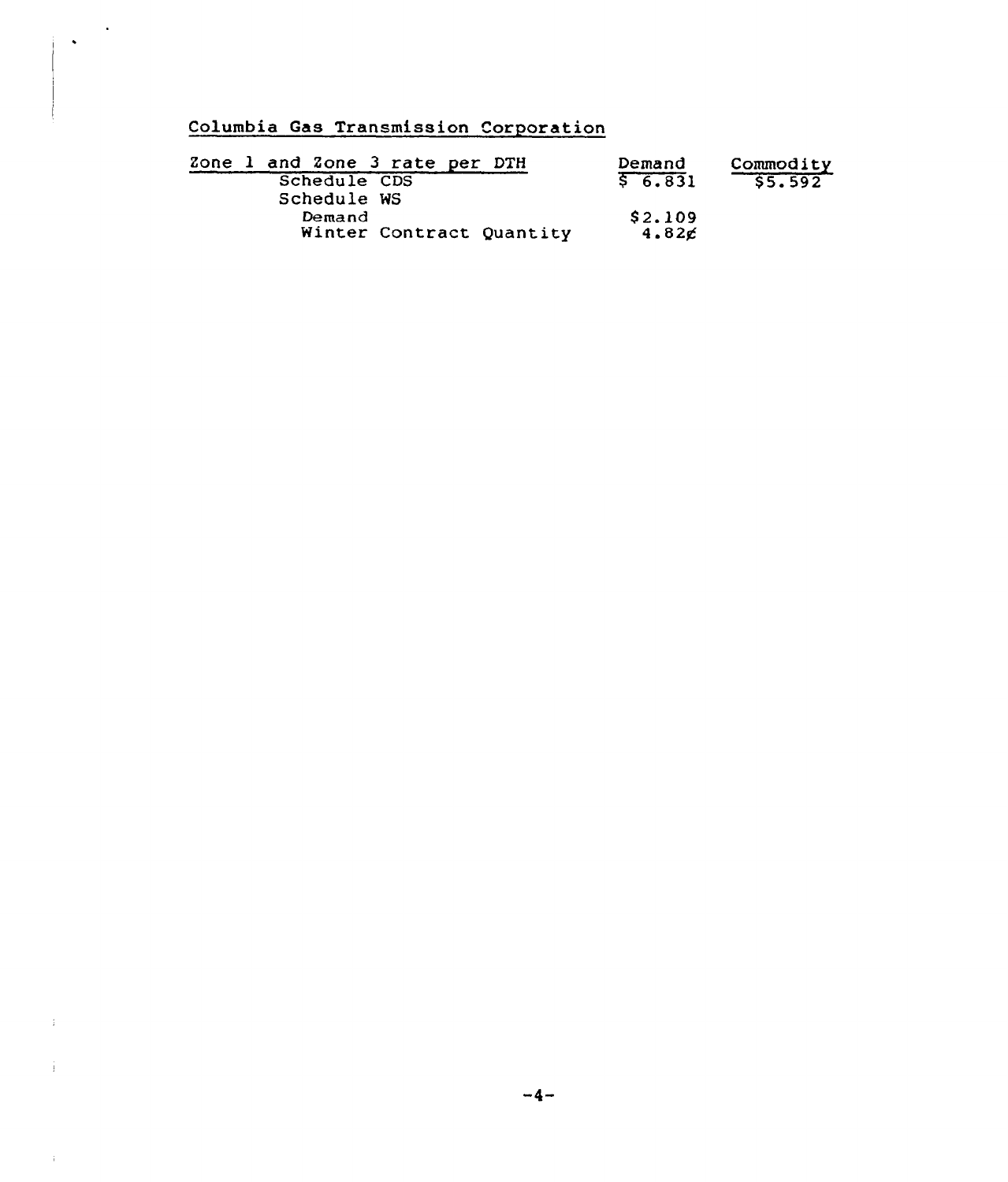Columbia Gas Transmission Corporation

| Zone 1 and Zone 3 rate per DTH | Demand | Commodity |
|---|---|---|
| Schedule CDS | $ 6.831 | $5.592 |
| Schedule WS | | |
| Demand | $2.109 | |
| Winter Contract Quantity | 4.82¢ | |